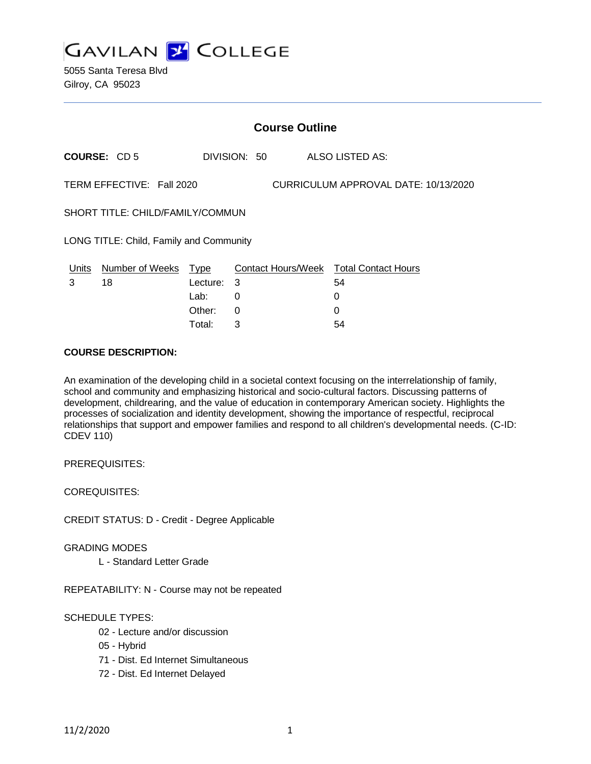# GAVILAN COLLEGE

5055 Santa Teresa Blvd
Gilroy, CA 95023

## Course Outline

**COURSE:** CD 5 DIVISION: 50 ALSO LISTED AS:

TERM EFFECTIVE: Fall 2020 CURRICULUM APPROVAL DATE: 10/13/2020

SHORT TITLE: CHILD/FAMILY/COMMUN

LONG TITLE: Child, Family and Community

| Units | Number of Weeks | Type | Contact Hours/Week | Total Contact Hours |
|---|---|---|---|---|
| 3 | 18 | Lecture: | 3 | 54 |
| | | Lab: | 0 | 0 |
| | | Other: | 0 | 0 |
| | | Total: | 3 | 54 |

**COURSE DESCRIPTION:**

An examination of the developing child in a societal context focusing on the interrelationship of family, school and community and emphasizing historical and socio-cultural factors. Discussing patterns of development, childrearing, and the value of education in contemporary American society. Highlights the processes of socialization and identity development, showing the importance of respectful, reciprocal relationships that support and empower families and respond to all children's developmental needs. (C-ID: CDEV 110)

PREREQUISITES:

COREQUISITES:

CREDIT STATUS: D - Credit - Degree Applicable

GRADING MODES

- L - Standard Letter Grade

REPEATABILITY: N - Course may not be repeated

SCHEDULE TYPES:

- 02 - Lecture and/or discussion
- 05 - Hybrid
- 71 - Dist. Ed Internet Simultaneous
- 72 - Dist. Ed Internet Delayed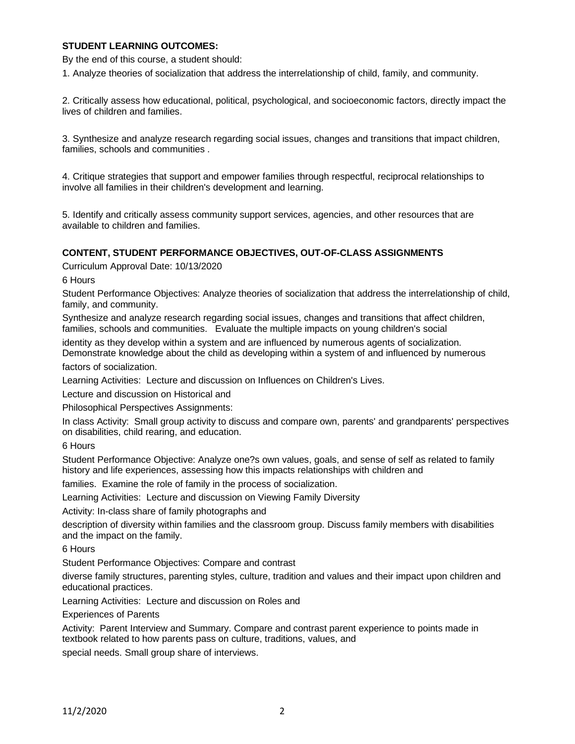**STUDENT LEARNING OUTCOMES:**

By the end of this course, a student should:

1. Analyze theories of socialization that address the interrelationship of child, family, and community.

2. Critically assess how educational, political, psychological, and socioeconomic factors, directly impact the lives of children and families.

3. Synthesize and analyze research regarding social issues, changes and transitions that impact children, families, schools and communities .

4. Critique strategies that support and empower families through respectful, reciprocal relationships to involve all families in their children's development and learning.

5. Identify and critically assess community support services, agencies, and other resources that are available to children and families.

**CONTENT, STUDENT PERFORMANCE OBJECTIVES, OUT-OF-CLASS ASSIGNMENTS**

Curriculum Approval Date: 10/13/2020

6 Hours

Student Performance Objectives: Analyze theories of socialization that address the interrelationship of child, family, and community.

Synthesize and analyze research regarding social issues, changes and transitions that affect children, families, schools and communities. Evaluate the multiple impacts on young children's social identity as they develop within a system and are influenced by numerous agents of socialization. Demonstrate knowledge about the child as developing within a system of and influenced by numerous factors of socialization.

Learning Activities: Lecture and discussion on Influences on Children's Lives.

Lecture and discussion on Historical and Philosophical Perspectives Assignments:

In class Activity: Small group activity to discuss and compare own, parents' and grandparents' perspectives on disabilities, child rearing, and education.

6 Hours

Student Performance Objective: Analyze one?s own values, goals, and sense of self as related to family history and life experiences, assessing how this impacts relationships with children and families. Examine the role of family in the process of socialization.

Learning Activities: Lecture and discussion on Viewing Family Diversity

Activity: In-class share of family photographs and description of diversity within families and the classroom group. Discuss family members with disabilities and the impact on the family.

6 Hours

Student Performance Objectives: Compare and contrast diverse family structures, parenting styles, culture, tradition and values and their impact upon children and educational practices.

Learning Activities: Lecture and discussion on Roles and Experiences of Parents

Activity: Parent Interview and Summary. Compare and contrast parent experience to points made in textbook related to how parents pass on culture, traditions, values, and special needs. Small group share of interviews.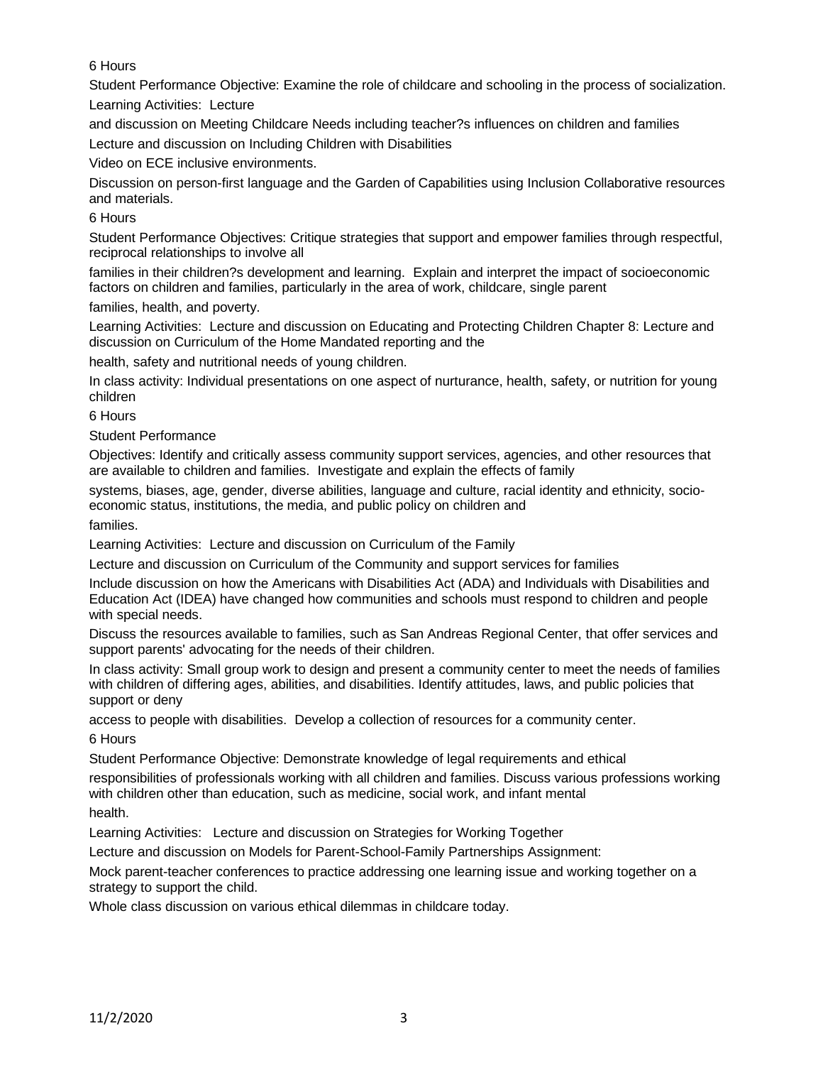6 Hours

Student Performance Objective: Examine the role of childcare and schooling in the process of socialization.

Learning Activities: Lecture

and discussion on Meeting Childcare Needs including teacher?s influences on children and families

Lecture and discussion on Including Children with Disabilities

Video on ECE inclusive environments.

Discussion on person-first language and the Garden of Capabilities using Inclusion Collaborative resources and materials.

6 Hours

Student Performance Objectives: Critique strategies that support and empower families through respectful, reciprocal relationships to involve all

families in their children?s development and learning. Explain and interpret the impact of socioeconomic factors on children and families, particularly in the area of work, childcare, single parent

families, health, and poverty.

Learning Activities: Lecture and discussion on Educating and Protecting Children Chapter 8: Lecture and discussion on Curriculum of the Home Mandated reporting and the

health, safety and nutritional needs of young children.

In class activity: Individual presentations on one aspect of nurturance, health, safety, or nutrition for young children

6 Hours

Student Performance

Objectives: Identify and critically assess community support services, agencies, and other resources that are available to children and families. Investigate and explain the effects of family

systems, biases, age, gender, diverse abilities, language and culture, racial identity and ethnicity, socio-economic status, institutions, the media, and public policy on children and

families.

Learning Activities: Lecture and discussion on Curriculum of the Family

Lecture and discussion on Curriculum of the Community and support services for families

Include discussion on how the Americans with Disabilities Act (ADA) and Individuals with Disabilities and Education Act (IDEA) have changed how communities and schools must respond to children and people with special needs.

Discuss the resources available to families, such as San Andreas Regional Center, that offer services and support parents' advocating for the needs of their children.

In class activity: Small group work to design and present a community center to meet the needs of families with children of differing ages, abilities, and disabilities. Identify attitudes, laws, and public policies that support or deny

access to people with disabilities. Develop a collection of resources for a community center.

6 Hours

Student Performance Objective: Demonstrate knowledge of legal requirements and ethical

responsibilities of professionals working with all children and families. Discuss various professions working with children other than education, such as medicine, social work, and infant mental

health.

Learning Activities: Lecture and discussion on Strategies for Working Together

Lecture and discussion on Models for Parent-School-Family Partnerships Assignment:

Mock parent-teacher conferences to practice addressing one learning issue and working together on a strategy to support the child.

Whole class discussion on various ethical dilemmas in childcare today.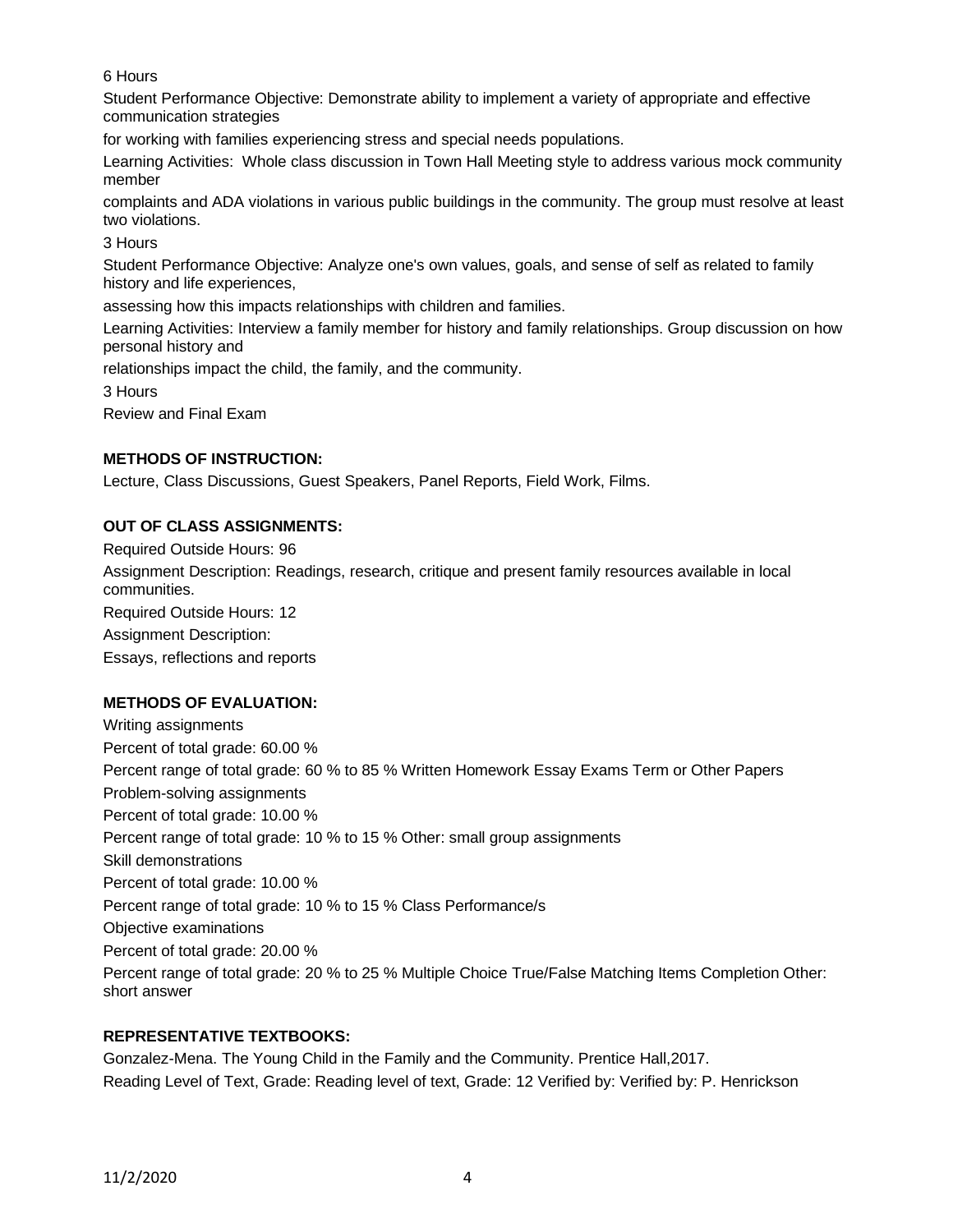6 Hours

Student Performance Objective: Demonstrate ability to implement a variety of appropriate and effective communication strategies

for working with families experiencing stress and special needs populations.

Learning Activities: Whole class discussion in Town Hall Meeting style to address various mock community member

complaints and ADA violations in various public buildings in the community. The group must resolve at least two violations.

3 Hours

Student Performance Objective: Analyze one's own values, goals, and sense of self as related to family history and life experiences,

assessing how this impacts relationships with children and families.

Learning Activities: Interview a family member for history and family relationships. Group discussion on how personal history and

relationships impact the child, the family, and the community.

3 Hours

Review and Final Exam

**METHODS OF INSTRUCTION:**

Lecture, Class Discussions, Guest Speakers, Panel Reports, Field Work, Films.

**OUT OF CLASS ASSIGNMENTS:**

Required Outside Hours: 96

Assignment Description: Readings, research, critique and present family resources available in local communities.

Required Outside Hours: 12

Assignment Description:

Essays, reflections and reports

**METHODS OF EVALUATION:**

Writing assignments

Percent of total grade: 60.00 %

Percent range of total grade: 60 % to 85 % Written Homework Essay Exams Term or Other Papers

Problem-solving assignments

Percent of total grade: 10.00 %

Percent range of total grade: 10 % to 15 % Other: small group assignments

Skill demonstrations

Percent of total grade: 10.00 %

Percent range of total grade: 10 % to 15 % Class Performance/s

Objective examinations

Percent of total grade: 20.00 %

Percent range of total grade: 20 % to 25 % Multiple Choice True/False Matching Items Completion Other: short answer

**REPRESENTATIVE TEXTBOOKS:**

Gonzalez-Mena. The Young Child in the Family and the Community. Prentice Hall,2017.

Reading Level of Text, Grade: Reading level of text, Grade: 12 Verified by: Verified by: P. Henrickson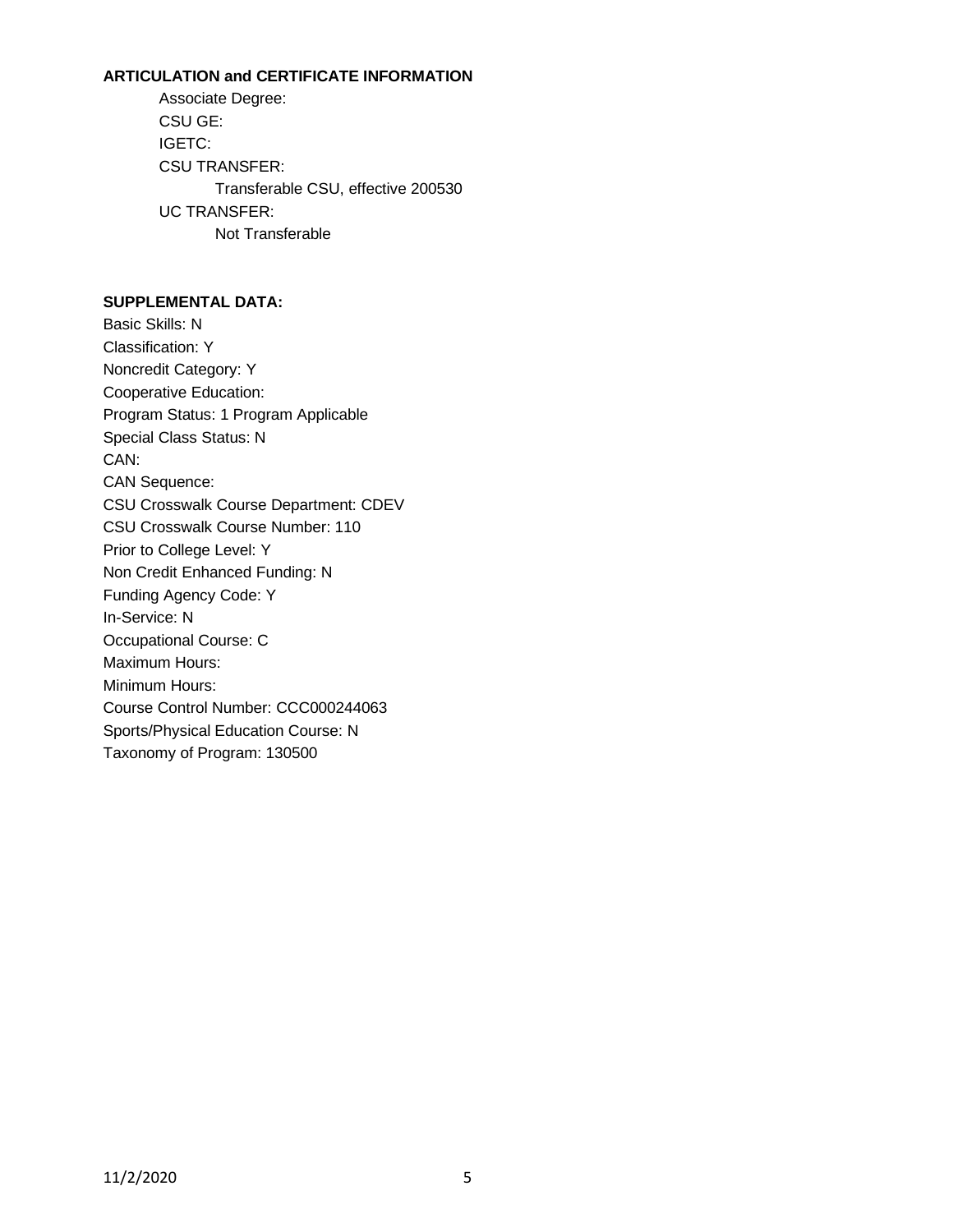**ARTICULATION and CERTIFICATE INFORMATION**

Associate Degree:

CSU GE:

IGETC:

CSU TRANSFER:

Transferable CSU, effective 200530

UC TRANSFER:

Not Transferable

**SUPPLEMENTAL DATA:**

Basic Skills: N

Classification: Y

Noncredit Category: Y

Cooperative Education:

Program Status: 1 Program Applicable

Special Class Status: N

CAN:

CAN Sequence:

CSU Crosswalk Course Department: CDEV

CSU Crosswalk Course Number: 110

Prior to College Level: Y

Non Credit Enhanced Funding: N

Funding Agency Code: Y

In-Service: N

Occupational Course: C

Maximum Hours:

Minimum Hours:

Course Control Number: CCC000244063

Sports/Physical Education Course: N

Taxonomy of Program: 130500